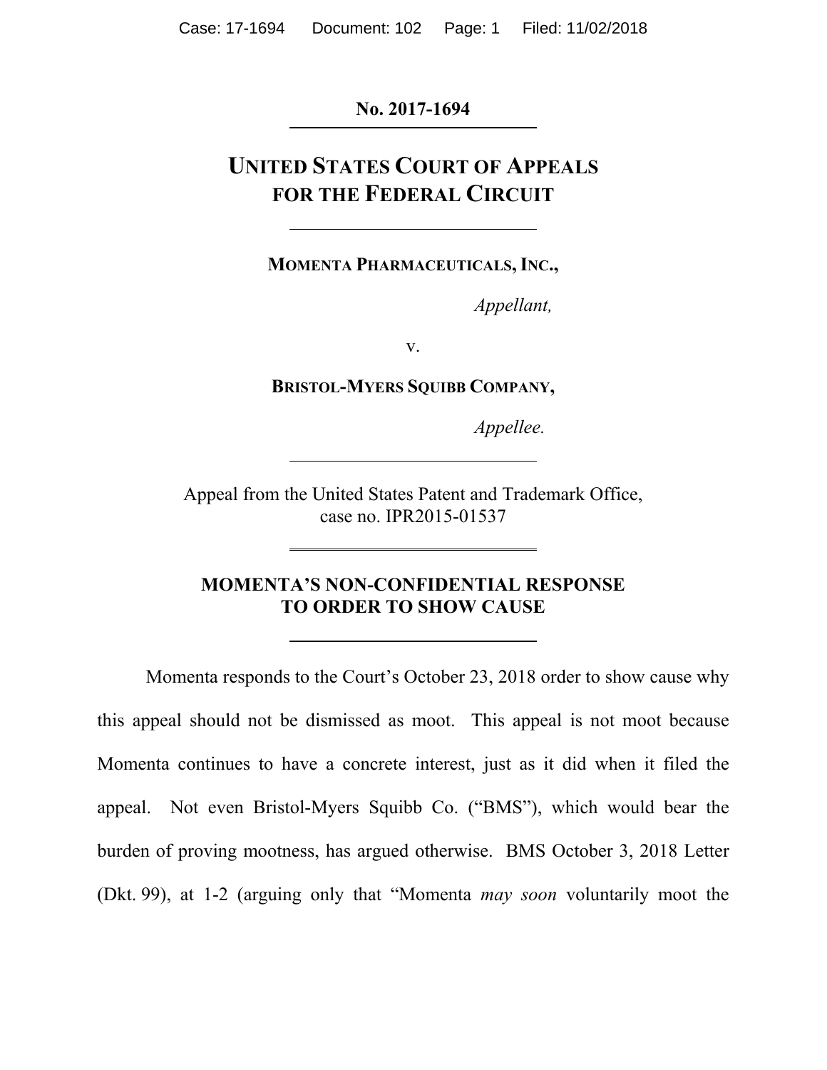**No. 2017-1694**

# UNITED STATES COURT OF APPEALS FOR THE FEDERAL CIRCUIT

**MOMENTA PHARMACEUTICALS, INC.,**

*Appellant,*

v.

**BRISTOL-MYERS SQUIBB COMPANY,**

*Appellee.*

Appeal from the United States Patent and Trademark Office, case no. IPR2015-01537

## MOMENTA'S NON-CONFIDENTIAL RESPONSE TO ORDER TO SHOW CAUSE

Momenta responds to the Court's October 23, 2018 order to show cause why this appeal should not be dismissed as moot. This appeal is not moot because Momenta continues to have a concrete interest, just as it did when it filed the appeal. Not even Bristol-Myers Squibb Co. ("BMS"), which would bear the burden of proving mootness, has argued otherwise. BMS October 3, 2018 Letter (Dkt. 99), at 1-2 (arguing only that "Momenta *may soon* voluntarily moot the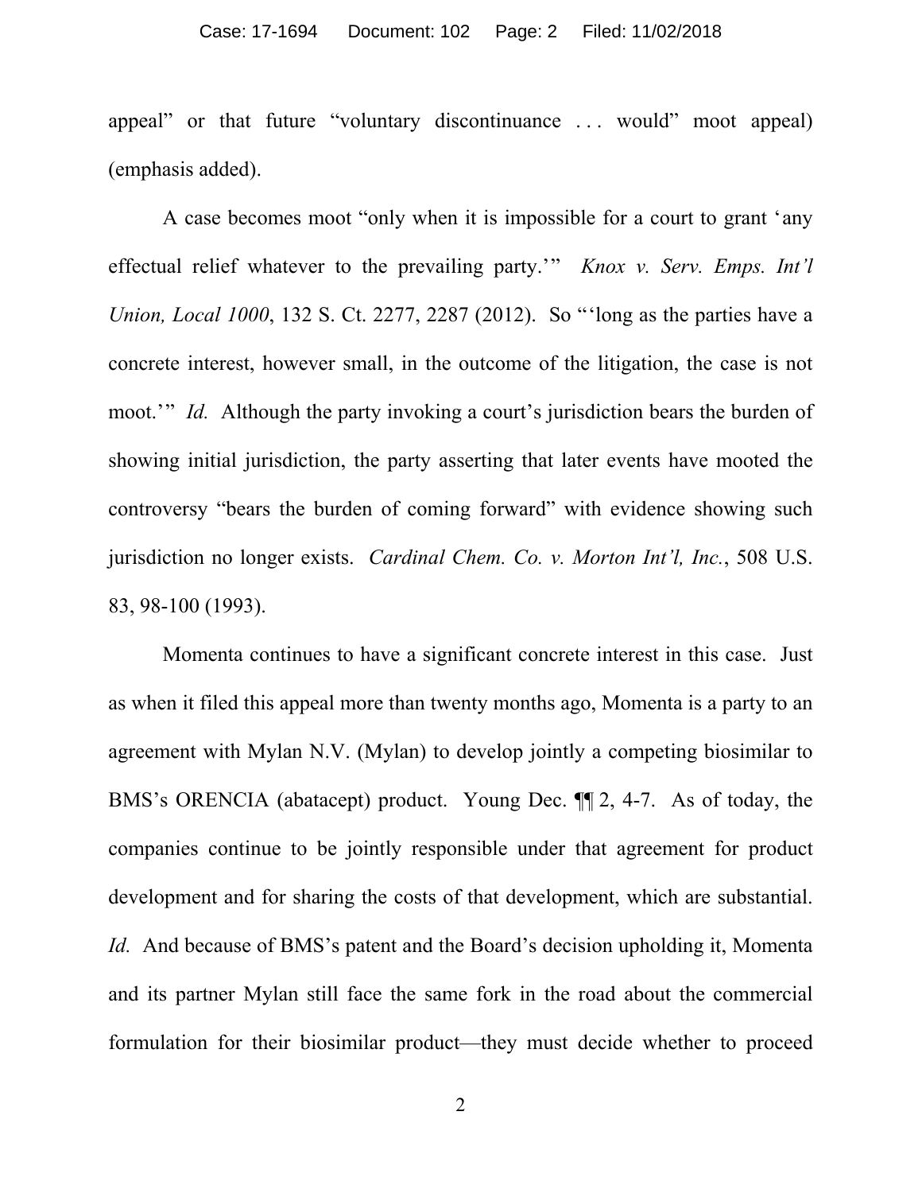appeal" or that future "voluntary discontinuance . . . would" moot appeal) (emphasis added).

A case becomes moot "only when it is impossible for a court to grant 'any effectual relief whatever to the prevailing party.'" *Knox v. Serv. Emps. Int'l Union, Local 1000*, 132 S. Ct. 2277, 2287 (2012). So "'long as the parties have a concrete interest, however small, in the outcome of the litigation, the case is not moot.'" *Id.* Although the party invoking a court's jurisdiction bears the burden of showing initial jurisdiction, the party asserting that later events have mooted the controversy "bears the burden of coming forward" with evidence showing such jurisdiction no longer exists. *Cardinal Chem. Co. v. Morton Int'l, Inc.*, 508 U.S. 83, 98-100 (1993).

Momenta continues to have a significant concrete interest in this case. Just as when it filed this appeal more than twenty months ago, Momenta is a party to an agreement with Mylan N.V. (Mylan) to develop jointly a competing biosimilar to BMS's ORENCIA (abatacept) product. Young Dec. ¶¶ 2, 4-7. As of today, the companies continue to be jointly responsible under that agreement for product development and for sharing the costs of that development, which are substantial. *Id.* And because of BMS's patent and the Board's decision upholding it, Momenta and its partner Mylan still face the same fork in the road about the commercial formulation for their biosimilar product—they must decide whether to proceed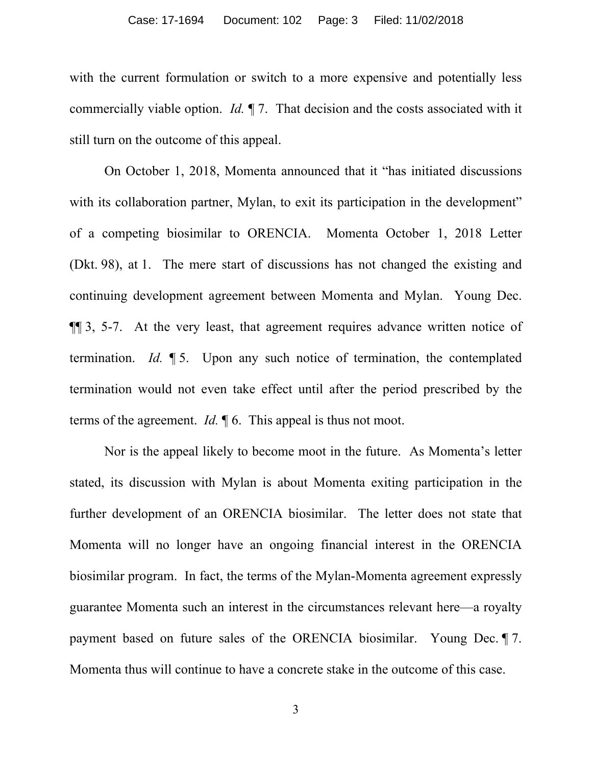with the current formulation or switch to a more expensive and potentially less commercially viable option. *Id.* ¶ 7. That decision and the costs associated with it still turn on the outcome of this appeal.

On October 1, 2018, Momenta announced that it "has initiated discussions with its collaboration partner, Mylan, to exit its participation in the development" of a competing biosimilar to ORENCIA. Momenta October 1, 2018 Letter (Dkt. 98), at 1. The mere start of discussions has not changed the existing and continuing development agreement between Momenta and Mylan. Young Dec. ¶¶ 3, 5-7. At the very least, that agreement requires advance written notice of termination. *Id.* ¶ 5. Upon any such notice of termination, the contemplated termination would not even take effect until after the period prescribed by the terms of the agreement. *Id.* ¶ 6. This appeal is thus not moot.

Nor is the appeal likely to become moot in the future. As Momenta's letter stated, its discussion with Mylan is about Momenta exiting participation in the further development of an ORENCIA biosimilar. The letter does not state that Momenta will no longer have an ongoing financial interest in the ORENCIA biosimilar program. In fact, the terms of the Mylan-Momenta agreement expressly guarantee Momenta such an interest in the circumstances relevant here—a royalty payment based on future sales of the ORENCIA biosimilar. Young Dec. ¶ 7. Momenta thus will continue to have a concrete stake in the outcome of this case.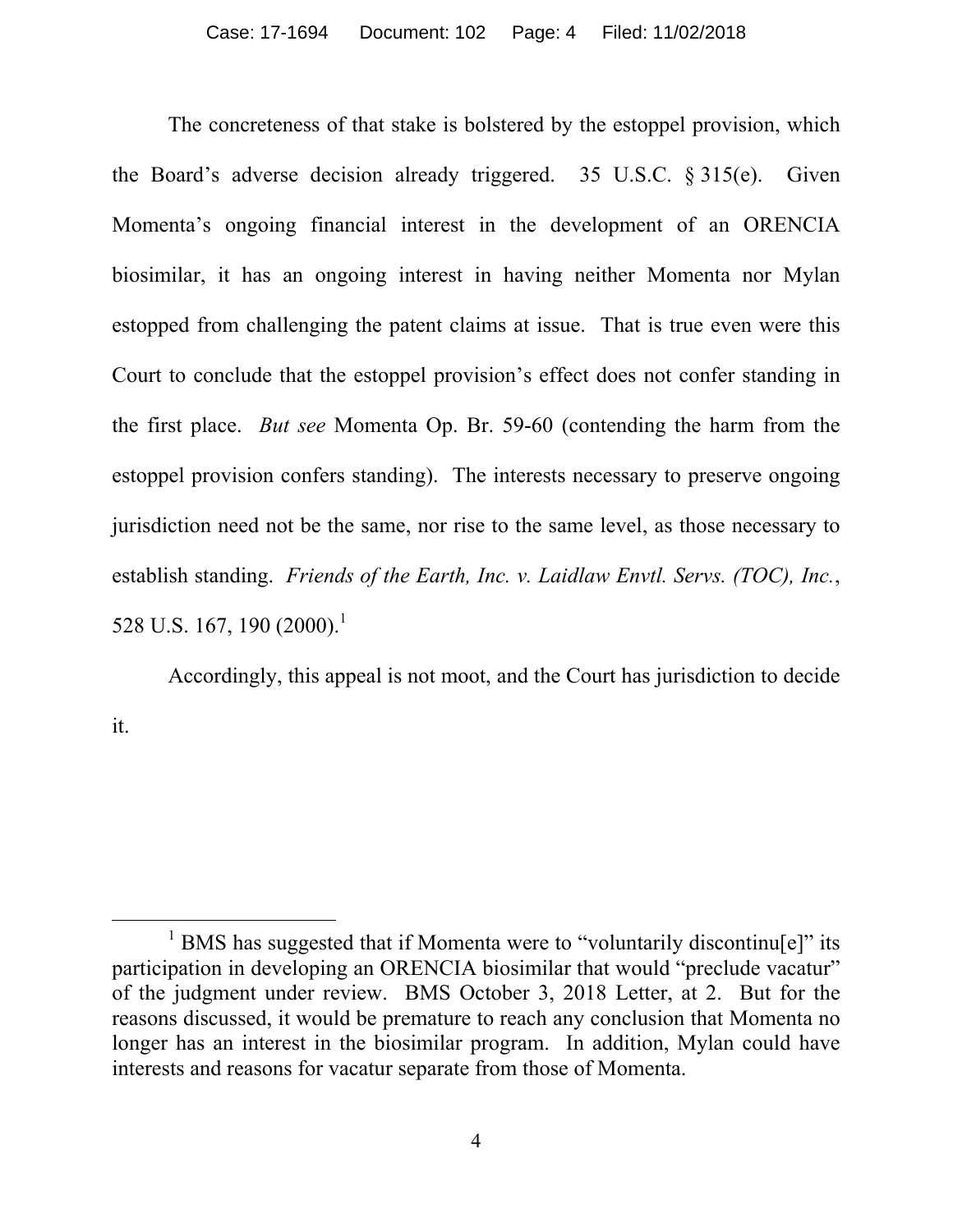The concreteness of that stake is bolstered by the estoppel provision, which the Board's adverse decision already triggered. 35 U.S.C. § 315(e). Given Momenta's ongoing financial interest in the development of an ORENCIA biosimilar, it has an ongoing interest in having neither Momenta nor Mylan estopped from challenging the patent claims at issue. That is true even were this Court to conclude that the estoppel provision's effect does not confer standing in the first place. *But see* Momenta Op. Br. 59-60 (contending the harm from the estoppel provision confers standing). The interests necessary to preserve ongoing jurisdiction need not be the same, nor rise to the same level, as those necessary to establish standing. *Friends of the Earth, Inc. v. Laidlaw Envtl. Servs. (TOC), Inc.*, 528 U.S. 167, 190 (2000).[1]

Accordingly, this appeal is not moot, and the Court has jurisdiction to decide it.

---

[1] BMS has suggested that if Momenta were to "voluntarily discontinu[e]" its participation in developing an ORENCIA biosimilar that would "preclude vacatur" of the judgment under review. BMS October 3, 2018 Letter, at 2. But for the reasons discussed, it would be premature to reach any conclusion that Momenta no longer has an interest in the biosimilar program. In addition, Mylan could have interests and reasons for vacatur separate from those of Momenta.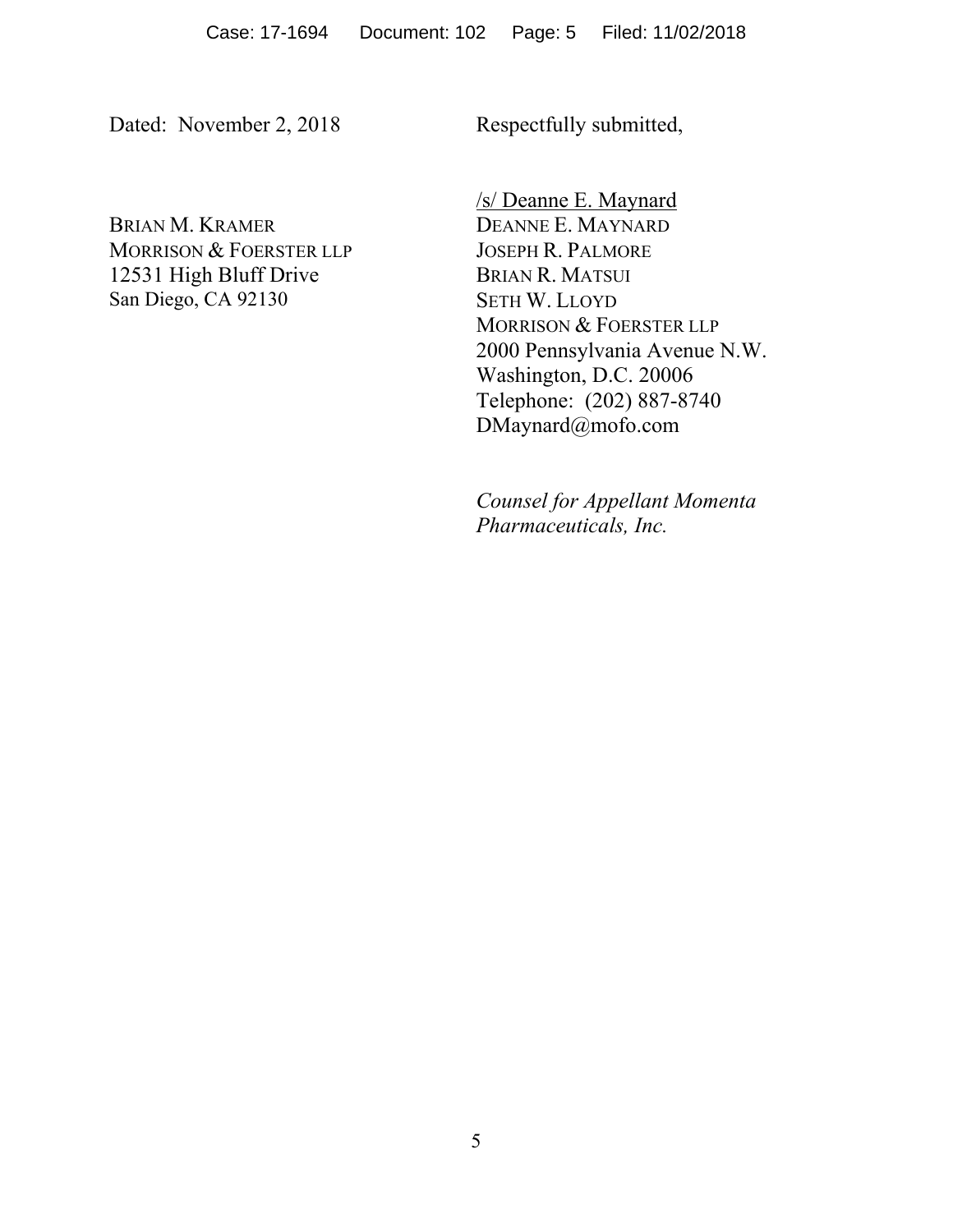Dated: November 2, 2018

Respectfully submitted,

/s/ Deanne E. Maynard
DEANNE E. MAYNARD
JOSEPH R. PALMORE
BRIAN R. MATSUI
SETH W. LLOYD
MORRISON & FOERSTER LLP
2000 Pennsylvania Avenue N.W.
Washington, D.C. 20006
Telephone: (202) 887-8740
DMaynard@mofo.com

BRIAN M. KRAMER
MORRISON & FOERSTER LLP
12531 High Bluff Drive
San Diego, CA 92130

*Counsel for Appellant Momenta Pharmaceuticals, Inc.*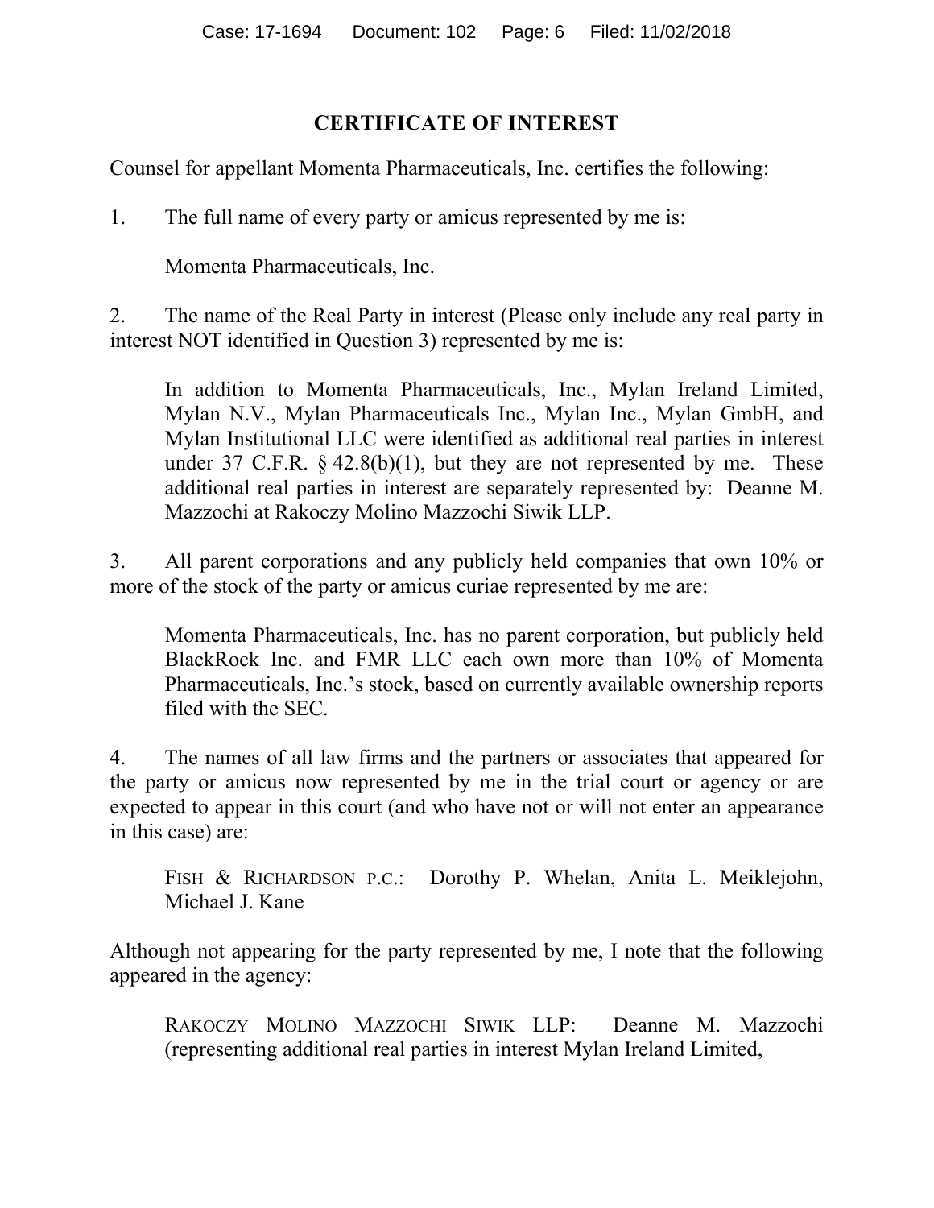## CERTIFICATE OF INTEREST

Counsel for appellant Momenta Pharmaceuticals, Inc. certifies the following:

1. The full name of every party or amicus represented by me is:

   Momenta Pharmaceuticals, Inc.

2. The name of the Real Party in interest (Please only include any real party in interest NOT identified in Question 3) represented by me is:

   In addition to Momenta Pharmaceuticals, Inc., Mylan Ireland Limited, Mylan N.V., Mylan Pharmaceuticals Inc., Mylan Inc., Mylan GmbH, and Mylan Institutional LLC were identified as additional real parties in interest under 37 C.F.R. § 42.8(b)(1), but they are not represented by me. These additional real parties in interest are separately represented by: Deanne M. Mazzochi at Rakoczy Molino Mazzochi Siwik LLP.

3. All parent corporations and any publicly held companies that own 10% or more of the stock of the party or amicus curiae represented by me are:

   Momenta Pharmaceuticals, Inc. has no parent corporation, but publicly held BlackRock Inc. and FMR LLC each own more than 10% of Momenta Pharmaceuticals, Inc.'s stock, based on currently available ownership reports filed with the SEC.

4. The names of all law firms and the partners or associates that appeared for the party or amicus now represented by me in the trial court or agency or are expected to appear in this court (and who have not or will not enter an appearance in this case) are:

   FISH & RICHARDSON P.C.: Dorothy P. Whelan, Anita L. Meiklejohn, Michael J. Kane

Although not appearing for the party represented by me, I note that the following appeared in the agency:

RAKOCZY MOLINO MAZZOCHI SIWIK LLP: Deanne M. Mazzochi (representing additional real parties in interest Mylan Ireland Limited,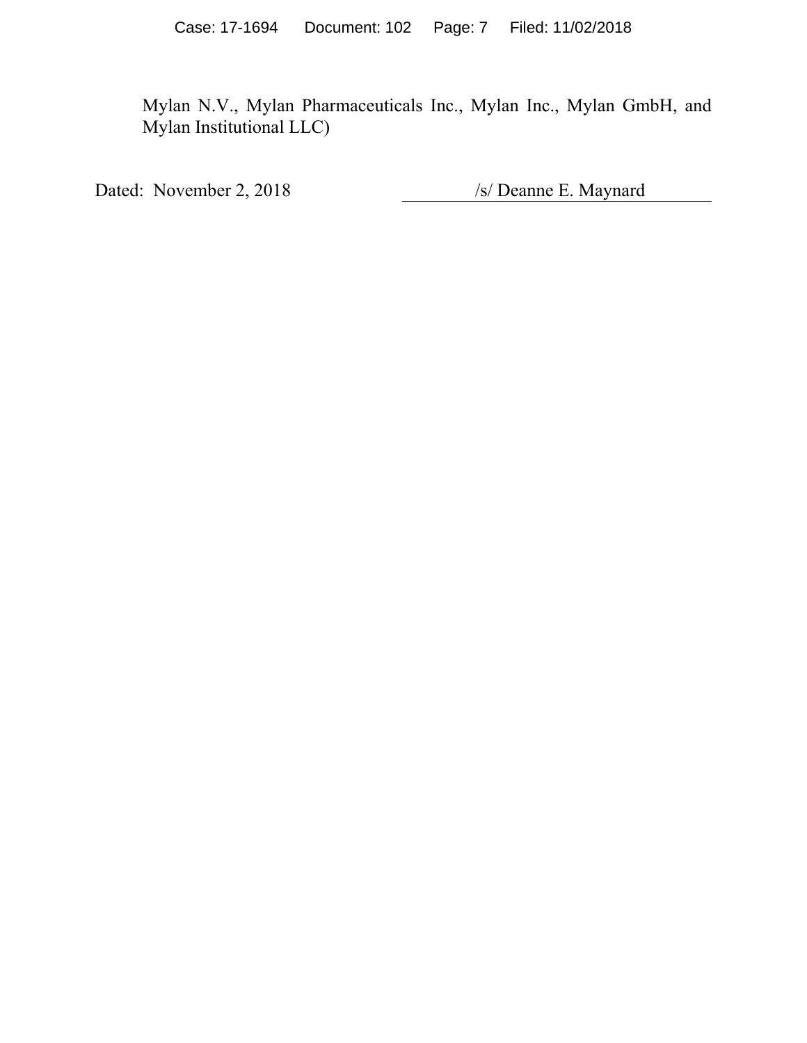Mylan N.V., Mylan Pharmaceuticals Inc., Mylan Inc., Mylan GmbH, and Mylan Institutional LLC)

Dated: November 2, 2018 /s/ Deanne E. Maynard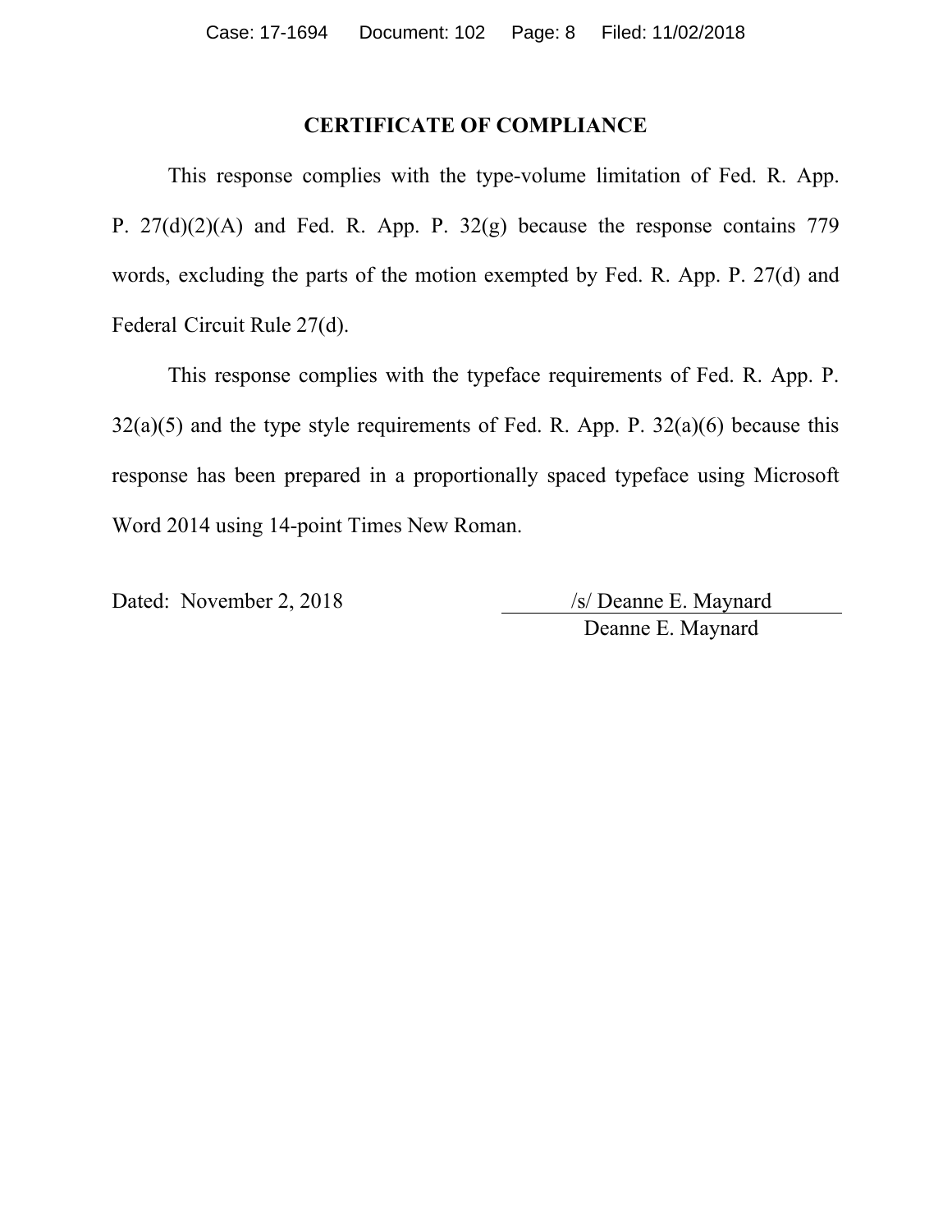## CERTIFICATE OF COMPLIANCE

This response complies with the type-volume limitation of Fed. R. App. P. 27(d)(2)(A) and Fed. R. App. P. 32(g) because the response contains 779 words, excluding the parts of the motion exempted by Fed. R. App. P. 27(d) and Federal Circuit Rule 27(d).

This response complies with the typeface requirements of Fed. R. App. P. 32(a)(5) and the type style requirements of Fed. R. App. P. 32(a)(6) because this response has been prepared in a proportionally spaced typeface using Microsoft Word 2014 using 14-point Times New Roman.

Dated: November 2, 2018

/s/ Deanne E. Maynard
Deanne E. Maynard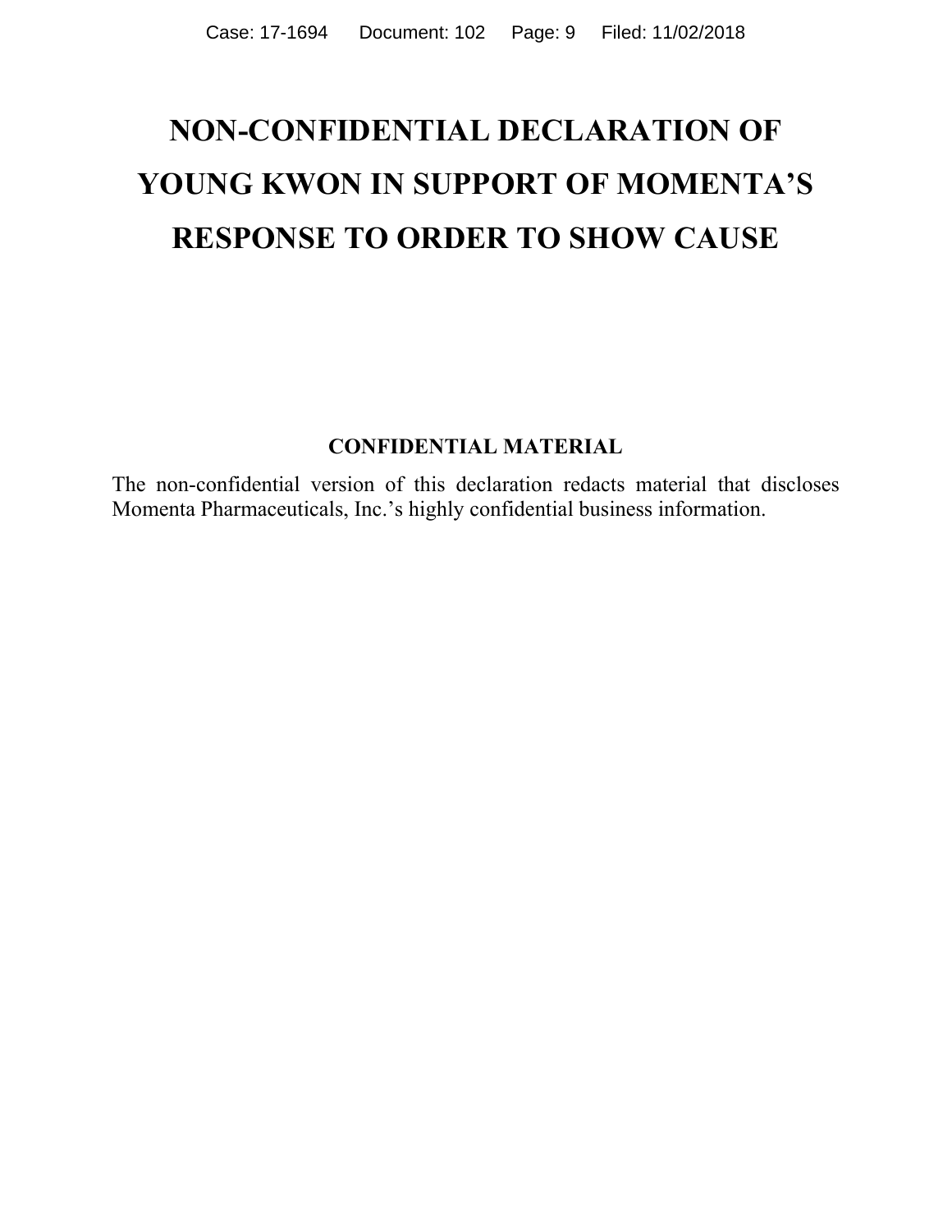# NON-CONFIDENTIAL DECLARATION OF YOUNG KWON IN SUPPORT OF MOMENTA'S RESPONSE TO ORDER TO SHOW CAUSE

**CONFIDENTIAL MATERIAL**

The non-confidential version of this declaration redacts material that discloses Momenta Pharmaceuticals, Inc.'s highly confidential business information.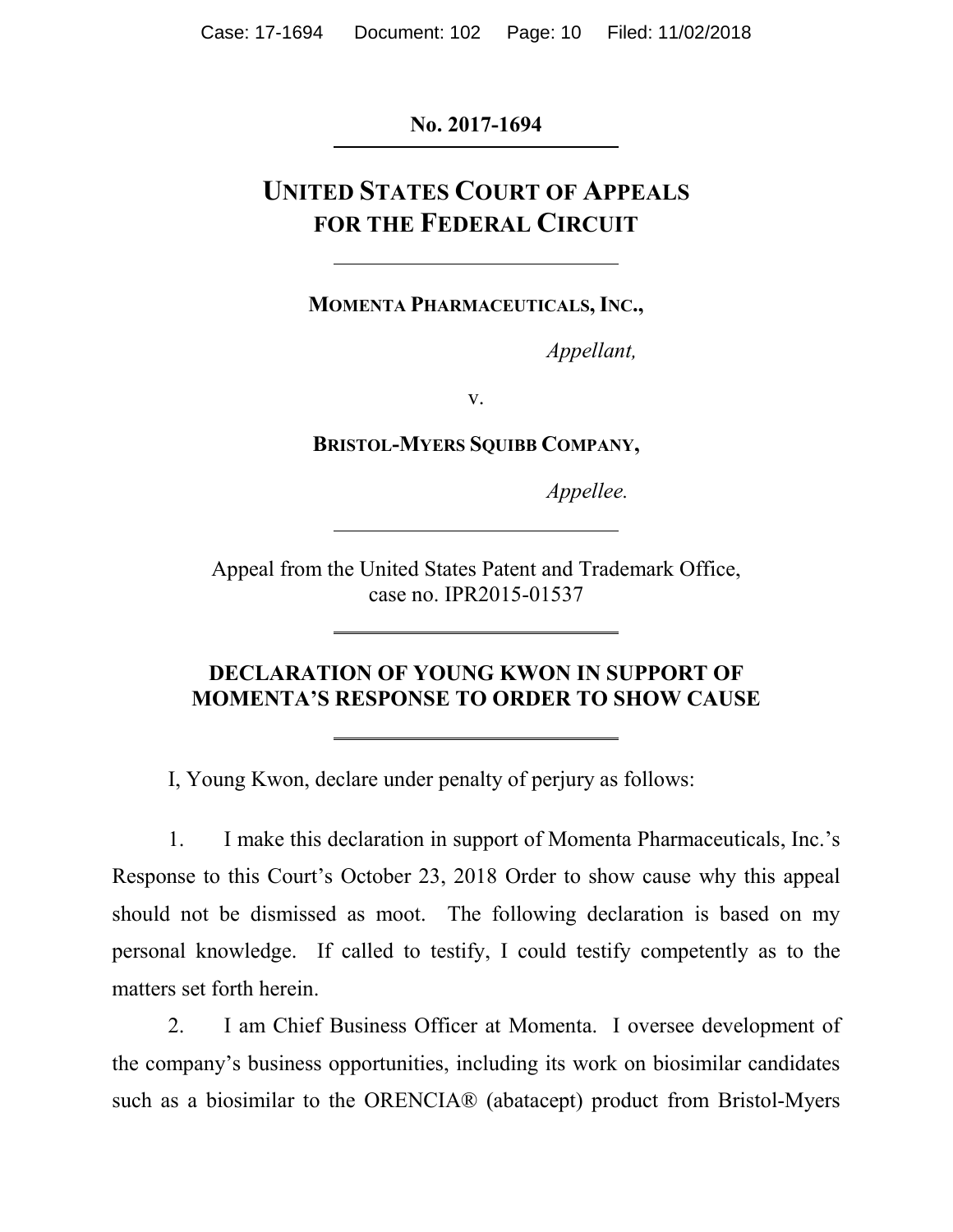**No. 2017-1694**

---

**UNITED STATES COURT OF APPEALS FOR THE FEDERAL CIRCUIT**

---

**MOMENTA PHARMACEUTICALS, INC.,**

*Appellant,*

v.

**BRISTOL-MYERS SQUIBB COMPANY,**

*Appellee.*

---

Appeal from the United States Patent and Trademark Office, case no. IPR2015-01537

---

**DECLARATION OF YOUNG KWON IN SUPPORT OF MOMENTA'S RESPONSE TO ORDER TO SHOW CAUSE**

---

I, Young Kwon, declare under penalty of perjury as follows:

1. I make this declaration in support of Momenta Pharmaceuticals, Inc.'s Response to this Court's October 23, 2018 Order to show cause why this appeal should not be dismissed as moot. The following declaration is based on my personal knowledge. If called to testify, I could testify competently as to the matters set forth herein.

2. I am Chief Business Officer at Momenta. I oversee development of the company's business opportunities, including its work on biosimilar candidates such as a biosimilar to the ORENCIA® (abatacept) product from Bristol-Myers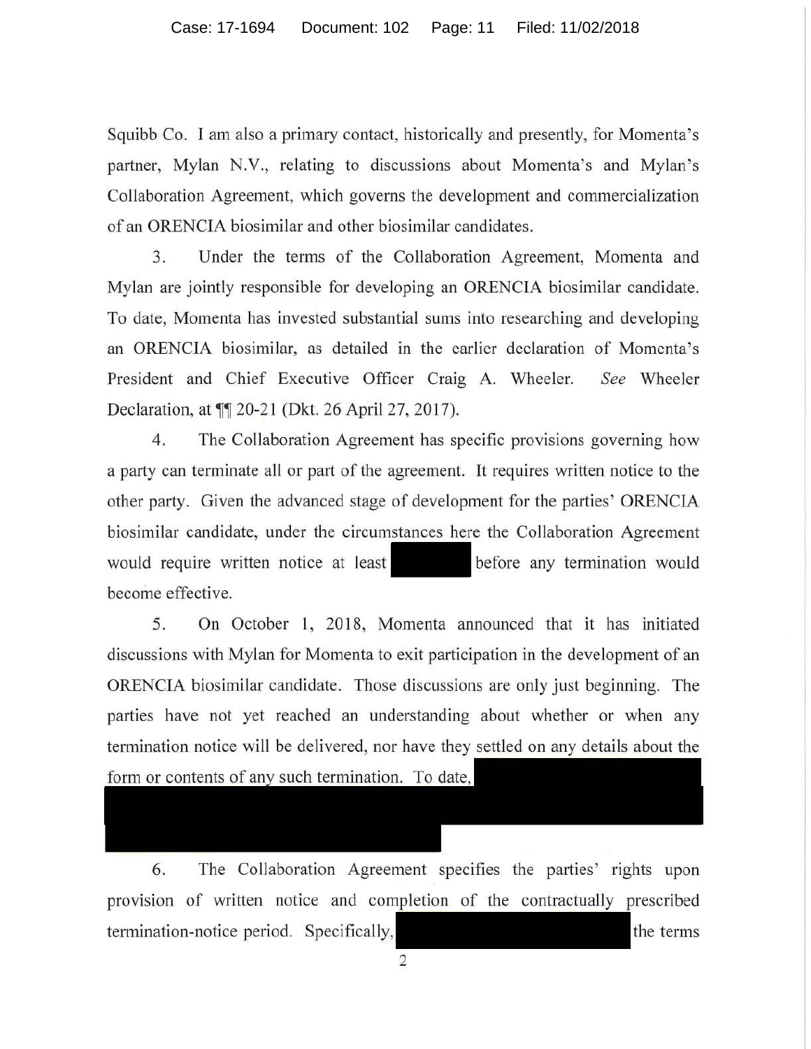Squibb Co. I am also a primary contact, historically and presently, for Momenta's partner, Mylan N.V., relating to discussions about Momenta's and Mylan's Collaboration Agreement, which governs the development and commercialization of an ORENCIA biosimilar and other biosimilar candidates.

3. Under the terms of the Collaboration Agreement, Momenta and Mylan are jointly responsible for developing an ORENCIA biosimilar candidate. To date, Momenta has invested substantial sums into researching and developing an ORENCIA biosimilar, as detailed in the earlier declaration of Momenta's President and Chief Executive Officer Craig A. Wheeler. *See* Wheeler Declaration, at ¶¶ 20-21 (Dkt. 26 April 27, 2017).

4. The Collaboration Agreement has specific provisions governing how a party can terminate all or part of the agreement. It requires written notice to the other party. Given the advanced stage of development for the parties' ORENCIA biosimilar candidate, under the circumstances here the Collaboration Agreement would require written notice at least [REDACTED] before any termination would become effective.

5. On October 1, 2018, Momenta announced that it has initiated discussions with Mylan for Momenta to exit participation in the development of an ORENCIA biosimilar candidate. Those discussions are only just beginning. The parties have not yet reached an understanding about whether or when any termination notice will be delivered, nor have they settled on any details about the form or contents of any such termination. To date, [REDACTED]

6. The Collaboration Agreement specifies the parties' rights upon provision of written notice and completion of the contractually prescribed termination-notice period. Specifically, [REDACTED] the terms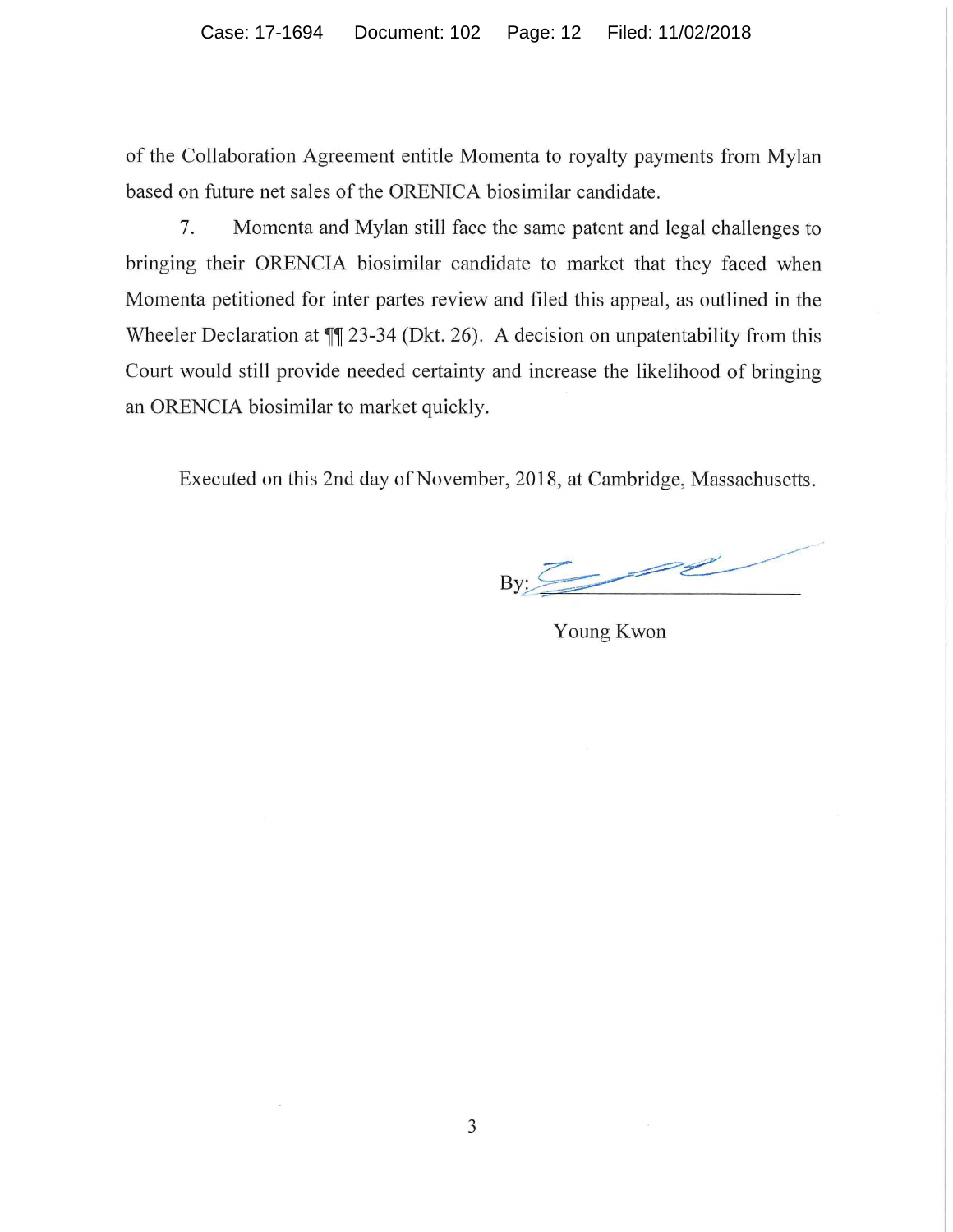of the Collaboration Agreement entitle Momenta to royalty payments from Mylan based on future net sales of the ORENICA biosimilar candidate.

7. Momenta and Mylan still face the same patent and legal challenges to bringing their ORENCIA biosimilar candidate to market that they faced when Momenta petitioned for inter partes review and filed this appeal, as outlined in the Wheeler Declaration at ¶¶ 23-34 (Dkt. 26). A decision on unpatentability from this Court would still provide needed certainty and increase the likelihood of bringing an ORENCIA biosimilar to market quickly.

Executed on this 2nd day of November, 2018, at Cambridge, Massachusetts.

By: ______________________

Young Kwon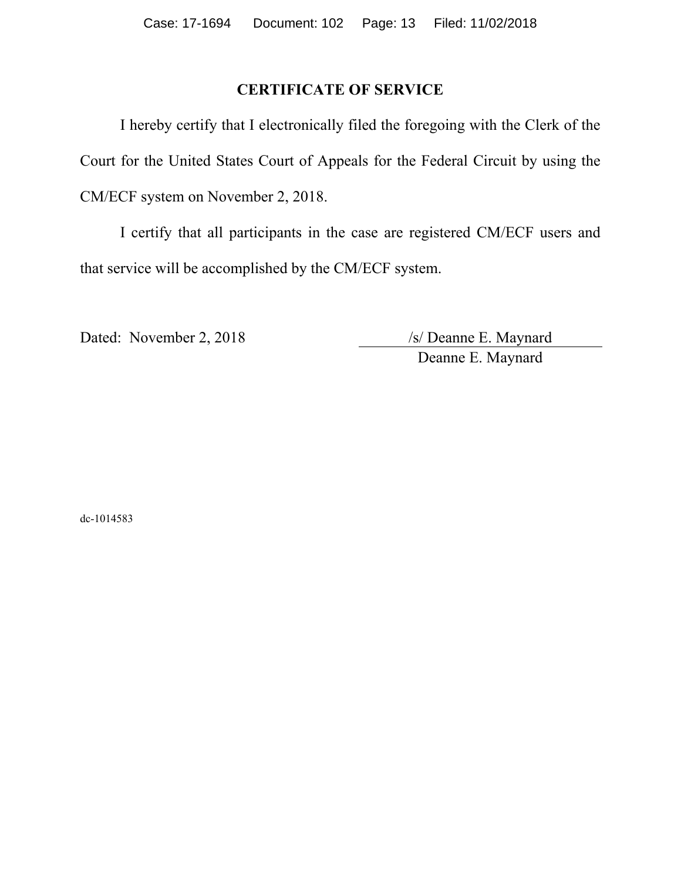## CERTIFICATE OF SERVICE

I hereby certify that I electronically filed the foregoing with the Clerk of the Court for the United States Court of Appeals for the Federal Circuit by using the CM/ECF system on November 2, 2018.

I certify that all participants in the case are registered CM/ECF users and that service will be accomplished by the CM/ECF system.

Dated: November 2, 2018

/s/ Deanne E. Maynard
Deanne E. Maynard

dc-1014583